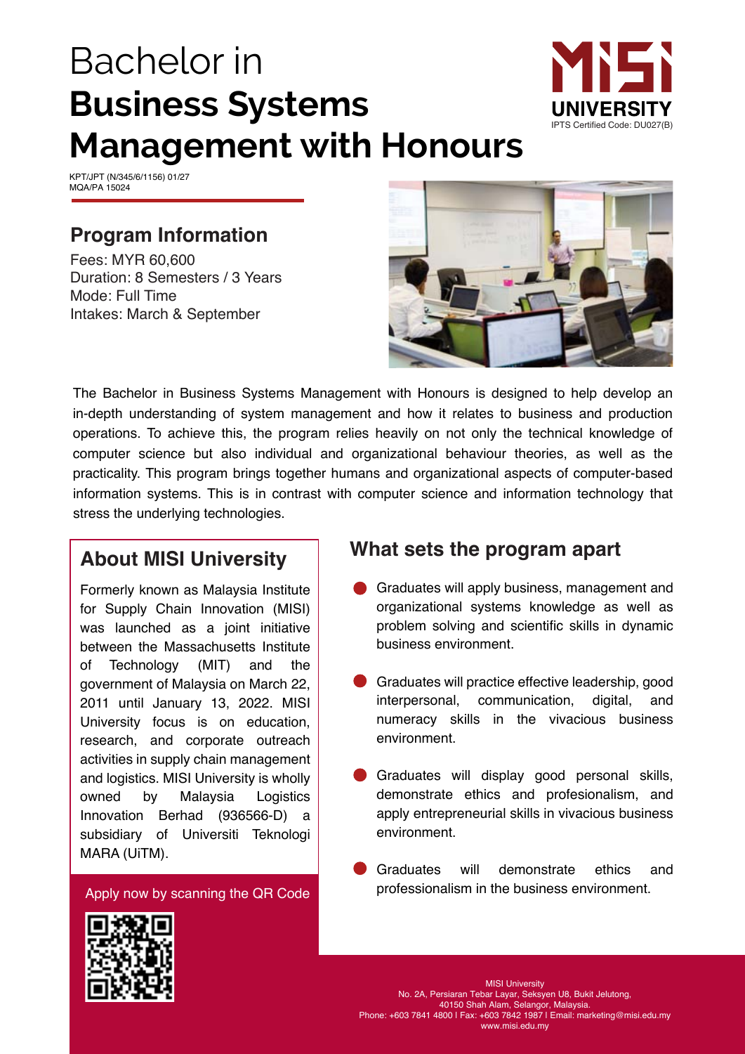# Bachelor in **Business Systems Management with Honours**

MISI UNIVERSITY
IPTS Certified Code: DU027(B)

KPT/JPT (N/345/6/1156) 01/27
MQA/PA 15024

## Program Information

Fees: MYR 60,600
Duration: 8 Semesters / 3 Years
Mode: Full Time
Intakes: March & September

The Bachelor in Business Systems Management with Honours is designed to help develop an in-depth understanding of system management and how it relates to business and production operations. To achieve this, the program relies heavily on not only the technical knowledge of computer science but also individual and organizational behaviour theories, as well as the practicality. This program brings together humans and organizational aspects of computer-based information systems. This is in contrast with computer science and information technology that stress the underlying technologies.

## About MISI University

Formerly known as Malaysia Institute for Supply Chain Innovation (MISI) was launched as a joint initiative between the Massachusetts Institute of Technology (MIT) and the government of Malaysia on March 22, 2011 until January 13, 2022. MISI University focus is on education, research, and corporate outreach activities in supply chain management and logistics. MISI University is wholly owned by Malaysia Logistics Innovation Berhad (936566-D) a subsidiary of Universiti Teknologi MARA (UiTM).

Apply now by scanning the QR Code

## What sets the program apart

- Graduates will apply business, management and organizational systems knowledge as well as problem solving and scientific skills in dynamic business environment.
- Graduates will practice effective leadership, good interpersonal, communication, digital, and numeracy skills in the vivacious business environment.
- Graduates will display good personal skills, demonstrate ethics and profesionalism, and apply entrepreneurial skills in vivacious business environment.
- Graduates will demonstrate ethics and professionalism in the business environment.

MISI University
No. 2A, Persiaran Tebar Layar, Seksyen U8, Bukit Jelutong,
40150 Shah Alam, Selangor, Malaysia.
Phone: +603 7841 4800 | Fax: +603 7842 1987 | Email: marketing@misi.edu.my
www.misi.edu.my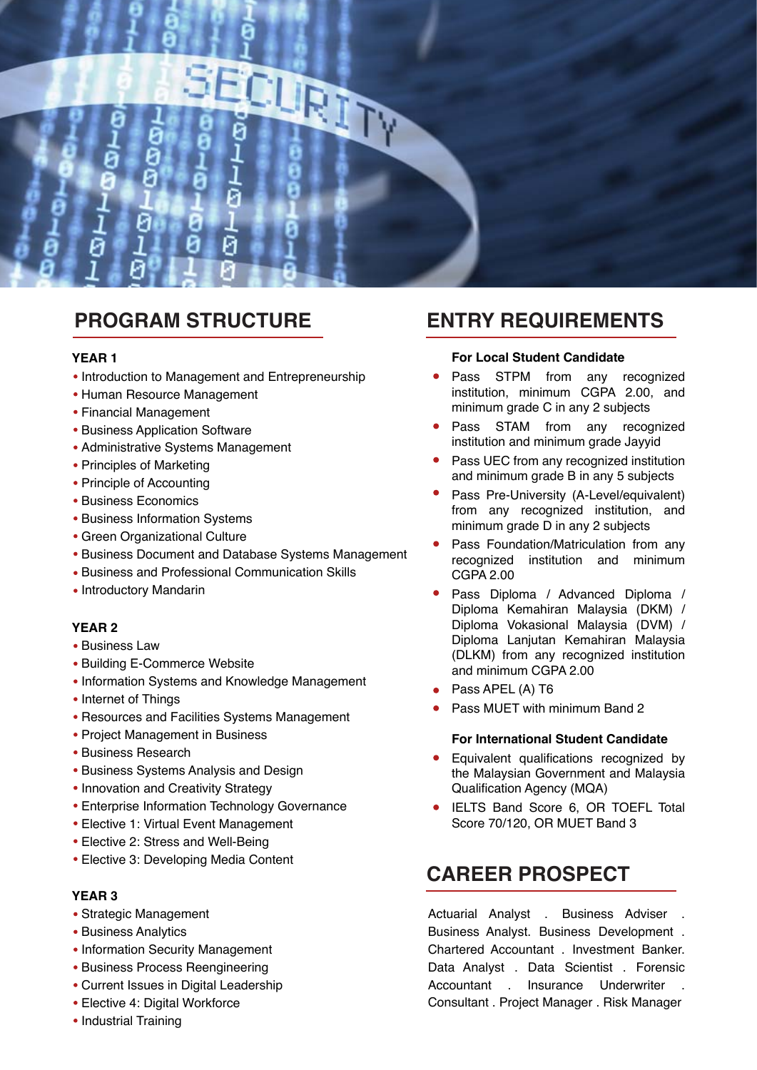## PROGRAM STRUCTURE

**YEAR 1**

- Introduction to Management and Entrepreneurship
- Human Resource Management
- Financial Management
- Business Application Software
- Administrative Systems Management
- Principles of Marketing
- Principle of Accounting
- Business Economics
- Business Information Systems
- Green Organizational Culture
- Business Document and Database Systems Management
- Business and Professional Communication Skills
- Introductory Mandarin

**YEAR 2**

- Business Law
- Building E-Commerce Website
- Information Systems and Knowledge Management
- Internet of Things
- Resources and Facilities Systems Management
- Project Management in Business
- Business Research
- Business Systems Analysis and Design
- Innovation and Creativity Strategy
- Enterprise Information Technology Governance
- Elective 1: Virtual Event Management
- Elective 2: Stress and Well-Being
- Elective 3: Developing Media Content

**YEAR 3**

- Strategic Management
- Business Analytics
- Information Security Management
- Business Process Reengineering
- Current Issues in Digital Leadership
- Elective 4: Digital Workforce
- Industrial Training

## ENTRY REQUIREMENTS

**For Local Student Candidate**

- Pass STPM from any recognized institution, minimum CGPA 2.00, and minimum grade C in any 2 subjects
- Pass STAM from any recognized institution and minimum grade Jayyid
- Pass UEC from any recognized institution and minimum grade B in any 5 subjects
- Pass Pre-University (A-Level/equivalent) from any recognized institution, and minimum grade D in any 2 subjects
- Pass Foundation/Matriculation from any recognized institution and minimum CGPA 2.00
- Pass Diploma / Advanced Diploma / Diploma Kemahiran Malaysia (DKM) / Diploma Vokasional Malaysia (DVM) / Diploma Lanjutan Kemahiran Malaysia (DLKM) from any recognized institution and minimum CGPA 2.00
- Pass APEL (A) T6
- Pass MUET with minimum Band 2

**For International Student Candidate**

- Equivalent qualifications recognized by the Malaysian Government and Malaysia Qualification Agency (MQA)
- IELTS Band Score 6, OR TOEFL Total Score 70/120, OR MUET Band 3

## CAREER PROSPECT

Actuarial Analyst . Business Adviser . Business Analyst. Business Development . Chartered Accountant . Investment Banker. Data Analyst . Data Scientist . Forensic Accountant . Insurance Underwriter . Consultant . Project Manager . Risk Manager